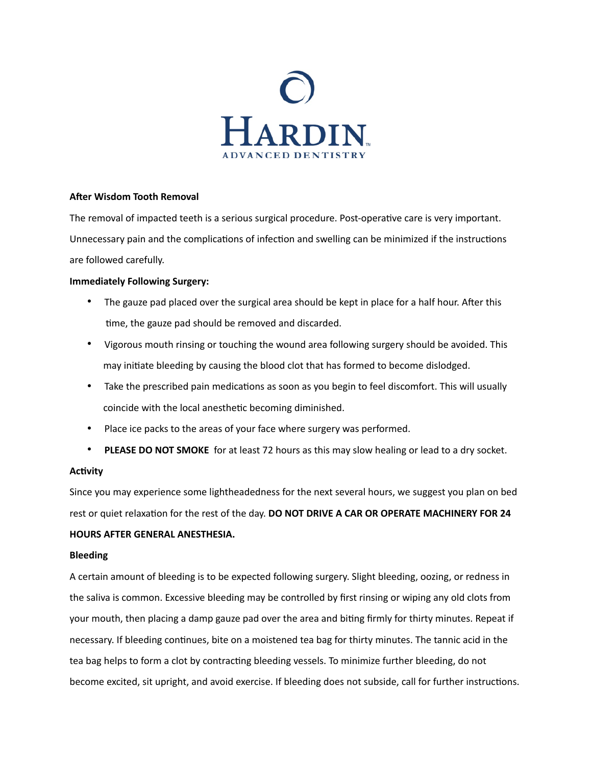HARDIN

ADVANCED DENTISTRY

**After Wisdom Tooth Removal**

The removal of impacted teeth is a serious surgical procedure. Post-operative care is very important. Unnecessary pain and the complications of infection and swelling can be minimized if the instructions are followed carefully.

**Immediately Following Surgery:**

- The gauze pad placed over the surgical area should be kept in place for a half hour. After this time, the gauze pad should be removed and discarded.
- Vigorous mouth rinsing or touching the wound area following surgery should be avoided. This may initiate bleeding by causing the blood clot that has formed to become dislodged.
- Take the prescribed pain medications as soon as you begin to feel discomfort. This will usually coincide with the local anesthetic becoming diminished.
- Place ice packs to the areas of your face where surgery was performed.
- **PLEASE DO NOT SMOKE** for at least 72 hours as this may slow healing or lead to a dry socket.

**Activity**

Since you may experience some lightheadedness for the next several hours, we suggest you plan on bed rest or quiet relaxation for the rest of the day. **DO NOT DRIVE A CAR OR OPERATE MACHINERY FOR 24 HOURS AFTER GENERAL ANESTHESIA.**

**Bleeding**

A certain amount of bleeding is to be expected following surgery. Slight bleeding, oozing, or redness in the saliva is common. Excessive bleeding may be controlled by first rinsing or wiping any old clots from your mouth, then placing a damp gauze pad over the area and biting firmly for thirty minutes. Repeat if necessary. If bleeding continues, bite on a moistened tea bag for thirty minutes. The tannic acid in the tea bag helps to form a clot by contracting bleeding vessels. To minimize further bleeding, do not become excited, sit upright, and avoid exercise. If bleeding does not subside, call for further instructions.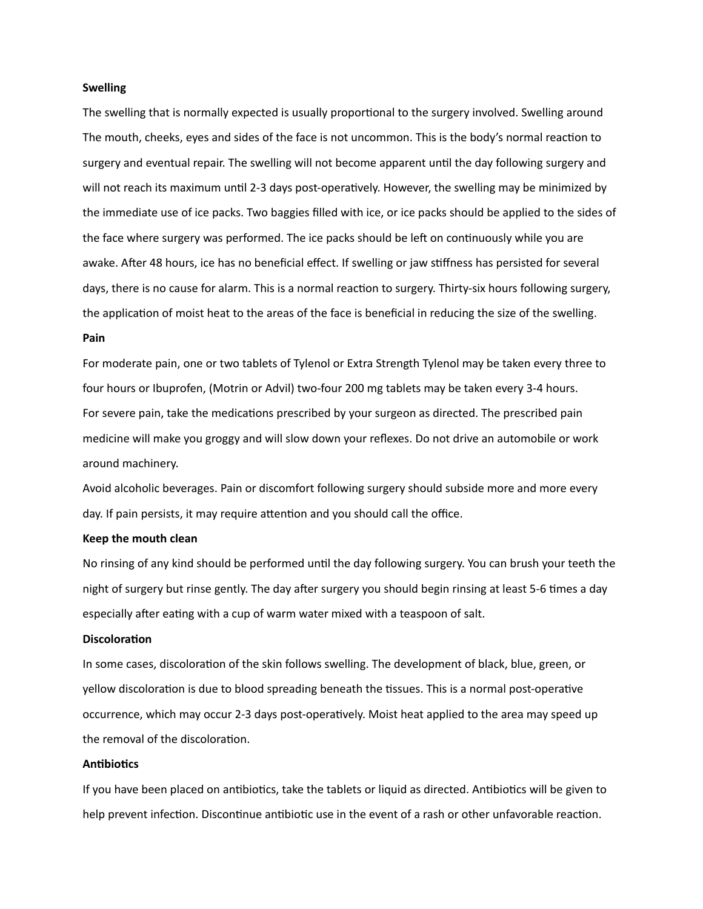**Swelling**

The swelling that is normally expected is usually proportional to the surgery involved. Swelling around The mouth, cheeks, eyes and sides of the face is not uncommon. This is the body's normal reaction to surgery and eventual repair. The swelling will not become apparent until the day following surgery and will not reach its maximum until 2-3 days post-operatively. However, the swelling may be minimized by the immediate use of ice packs. Two baggies filled with ice, or ice packs should be applied to the sides of the face where surgery was performed. The ice packs should be left on continuously while you are awake. After 48 hours, ice has no beneficial effect. If swelling or jaw stiffness has persisted for several days, there is no cause for alarm. This is a normal reaction to surgery. Thirty-six hours following surgery, the application of moist heat to the areas of the face is beneficial in reducing the size of the swelling.

**Pain**

For moderate pain, one or two tablets of Tylenol or Extra Strength Tylenol may be taken every three to four hours or Ibuprofen, (Motrin or Advil) two-four 200 mg tablets may be taken every 3-4 hours.
For severe pain, take the medications prescribed by your surgeon as directed. The prescribed pain medicine will make you groggy and will slow down your reflexes. Do not drive an automobile or work around machinery.
Avoid alcoholic beverages. Pain or discomfort following surgery should subside more and more every day. If pain persists, it may require attention and you should call the office.

**Keep the mouth clean**

No rinsing of any kind should be performed until the day following surgery. You can brush your teeth the night of surgery but rinse gently. The day after surgery you should begin rinsing at least 5-6 times a day especially after eating with a cup of warm water mixed with a teaspoon of salt.

**Discoloration**

In some cases, discoloration of the skin follows swelling. The development of black, blue, green, or yellow discoloration is due to blood spreading beneath the tissues. This is a normal post-operative occurrence, which may occur 2-3 days post-operatively. Moist heat applied to the area may speed up the removal of the discoloration.

**Antibiotics**

If you have been placed on antibiotics, take the tablets or liquid as directed. Antibiotics will be given to help prevent infection. Discontinue antibiotic use in the event of a rash or other unfavorable reaction.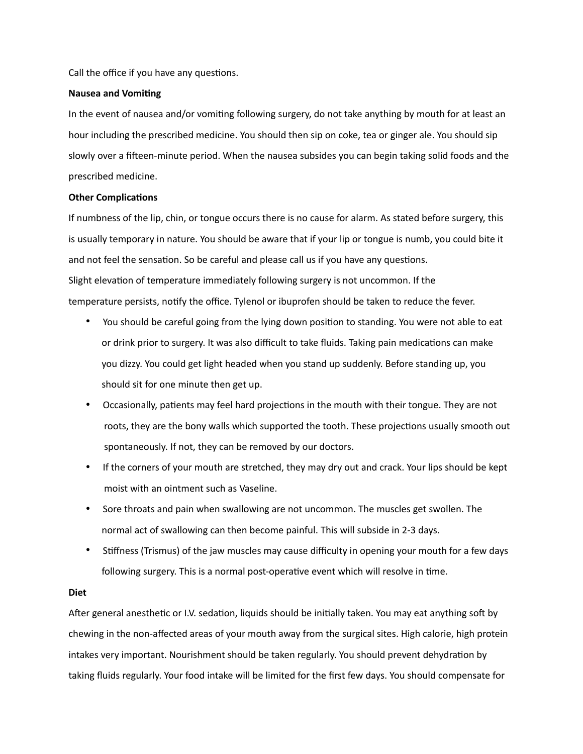Call the office if you have any questions.

**Nausea and Vomiting**

In the event of nausea and/or vomiting following surgery, do not take anything by mouth for at least an hour including the prescribed medicine. You should then sip on coke, tea or ginger ale. You should sip slowly over a fifteen-minute period. When the nausea subsides you can begin taking solid foods and the prescribed medicine.

**Other Complications**

If numbness of the lip, chin, or tongue occurs there is no cause for alarm. As stated before surgery, this is usually temporary in nature. You should be aware that if your lip or tongue is numb, you could bite it and not feel the sensation. So be careful and please call us if you have any questions.

Slight elevation of temperature immediately following surgery is not uncommon. If the temperature persists, notify the office. Tylenol or ibuprofen should be taken to reduce the fever.

- You should be careful going from the lying down position to standing. You were not able to eat or drink prior to surgery. It was also difficult to take fluids. Taking pain medications can make you dizzy. You could get light headed when you stand up suddenly. Before standing up, you should sit for one minute then get up.
- Occasionally, patients may feel hard projections in the mouth with their tongue. They are not roots, they are the bony walls which supported the tooth. These projections usually smooth out spontaneously. If not, they can be removed by our doctors.
- If the corners of your mouth are stretched, they may dry out and crack. Your lips should be kept moist with an ointment such as Vaseline.
- Sore throats and pain when swallowing are not uncommon. The muscles get swollen. The normal act of swallowing can then become painful. This will subside in 2-3 days.
- Stiffness (Trismus) of the jaw muscles may cause difficulty in opening your mouth for a few days following surgery. This is a normal post-operative event which will resolve in time.

**Diet**

After general anesthetic or I.V. sedation, liquids should be initially taken. You may eat anything soft by chewing in the non-affected areas of your mouth away from the surgical sites. High calorie, high protein intakes very important. Nourishment should be taken regularly. You should prevent dehydration by taking fluids regularly. Your food intake will be limited for the first few days. You should compensate for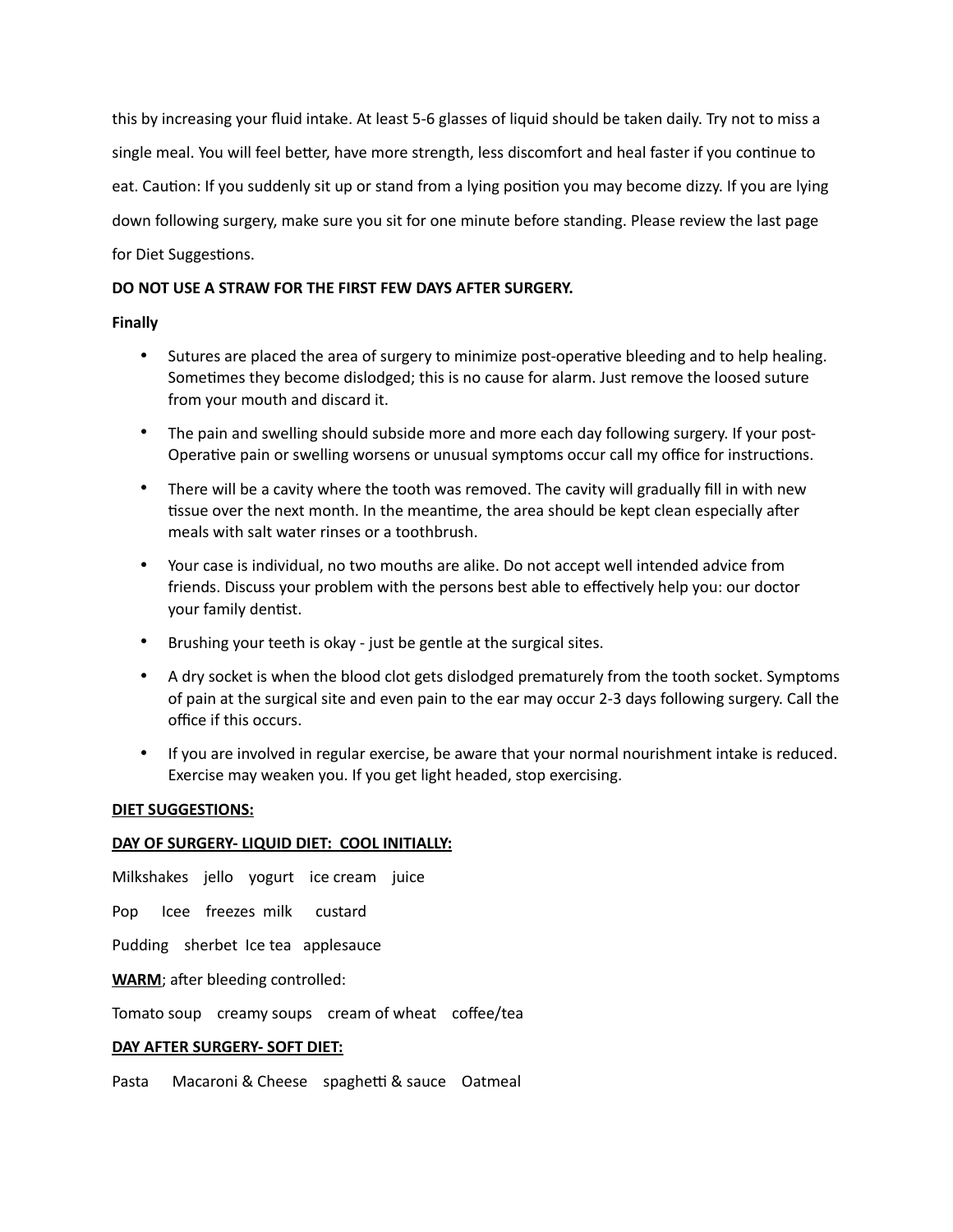this by increasing your fluid intake. At least 5-6 glasses of liquid should be taken daily. Try not to miss a single meal. You will feel better, have more strength, less discomfort and heal faster if you continue to eat. Caution: If you suddenly sit up or stand from a lying position you may become dizzy. If you are lying down following surgery, make sure you sit for one minute before standing. Please review the last page for Diet Suggestions.

**DO NOT USE A STRAW FOR THE FIRST FEW DAYS AFTER SURGERY.**

**Finally**

- Sutures are placed the area of surgery to minimize post-operative bleeding and to help healing. Sometimes they become dislodged; this is no cause for alarm. Just remove the loosed suture from your mouth and discard it.
- The pain and swelling should subside more and more each day following surgery. If your post-Operative pain or swelling worsens or unusual symptoms occur call my office for instructions.
- There will be a cavity where the tooth was removed. The cavity will gradually fill in with new tissue over the next month. In the meantime, the area should be kept clean especially after meals with salt water rinses or a toothbrush.
- Your case is individual, no two mouths are alike. Do not accept well intended advice from friends. Discuss your problem with the persons best able to effectively help you: our doctor your family dentist.
- Brushing your teeth is okay - just be gentle at the surgical sites.
- A dry socket is when the blood clot gets dislodged prematurely from the tooth socket. Symptoms of pain at the surgical site and even pain to the ear may occur 2-3 days following surgery. Call the office if this occurs.
- If you are involved in regular exercise, be aware that your normal nourishment intake is reduced. Exercise may weaken you. If you get light headed, stop exercising.

**DIET SUGGESTIONS:**

**DAY OF SURGERY- LIQUID DIET: COOL INITIALLY:**

Milkshakes jello yogurt ice cream juice

Pop Icee freezes milk custard

Pudding sherbet Ice tea applesauce

**WARM**; after bleeding controlled:

Tomato soup creamy soups cream of wheat coffee/tea

**DAY AFTER SURGERY- SOFT DIET:**

Pasta Macaroni & Cheese spaghetti & sauce Oatmeal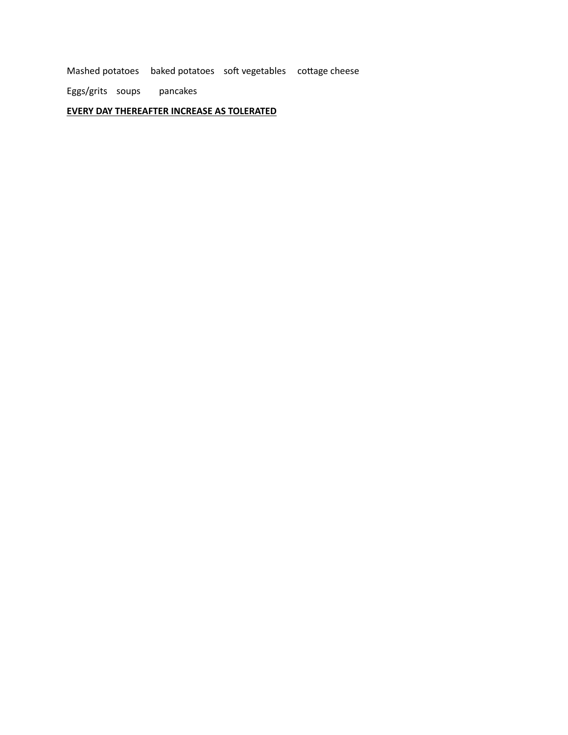Mashed potatoes baked potatoes soft vegetables cottage cheese

Eggs/grits soups pancakes

**<u>EVERY DAY THEREAFTER INCREASE AS TOLERATED</u>**